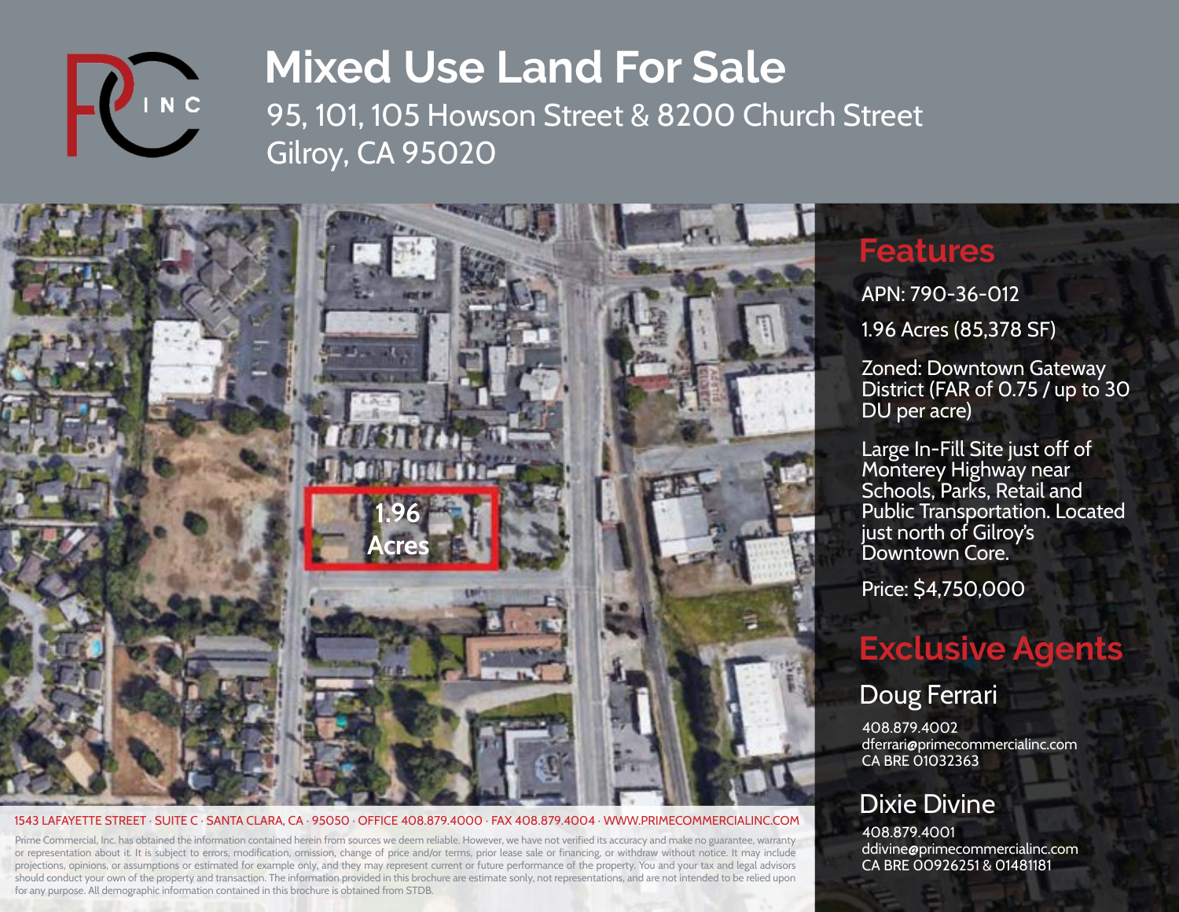# Mixed Use Land For Sale

95, 101, 105 Howson Street & 8200 Church Street
Gilroy, CA 95020

1.96 Acres

## Features

APN: 790-36-012

1.96 Acres (85,378 SF)

Zoned: Downtown Gateway District (FAR of 0.75 / up to 30 DU per acre)

Large In-Fill Site just off of Monterey Highway near Schools, Parks, Retail and Public Transportation. Located just north of Gilroy's Downtown Core.

Price: $4,750,000

## Exclusive Agents

### Doug Ferrari

408.879.4002
dferrari@primecommercialinc.com
CA BRE 01032363

### Dixie Divine

408.879.4001
ddivine@primecommercialinc.com
CA BRE 00926251 & 01481181

1543 LAFAYETTE STREET · SUITE C · SANTA CLARA, CA · 95050 · OFFICE 408.879.4000 · FAX 408.879.4004 · WWW.PRIMECOMMERCIALINC.COM

Prime Commercial, Inc. has obtained the information contained herein from sources we deem reliable. However, we have not verified its accuracy and make no guarantee, warranty or representation about it. It is subject to errors, modification, omission, change of price and/or terms, prior lease sale or financing, or withdraw without notice. It may include projections, opinions, or assumptions or estimated for example only, and they may represent current or future performance of the property. You and your tax and legal advisors should conduct your own of the property and transaction. The information provided in this brochure are estimate sonly, not representations, and are not intended to be relied upon for any purpose. All demographic information contained in this brochure is obtained from STDB.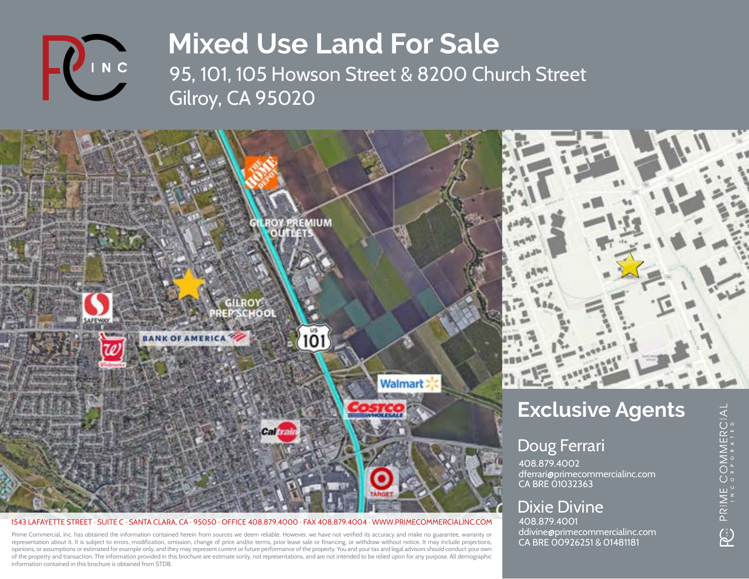# Mixed Use Land For Sale

95, 101, 105 Howson Street & 8200 Church Street
Gilroy, CA 95020

## Exclusive Agents

### Doug Ferrari

408.879.4002
dferrari@primecommercialinc.com
CA BRE 01032363

### Dixie Divine

408.879.4001
ddivine@primecommercialinc.com
CA BRE 00926251 & 01481181

PRIME COMMERCIAL INCORPORATED

1543 LAFAYETTE STREET · SUITE C · SANTA CLARA, CA · 95050 · OFFICE 408.879.4000 · FAX 408.879.4004 · WWW.PRIMECOMMERCIALINC.COM

Prime Commercial, Inc. has obtained the information contained herein from sources we deem reliable. However, we have not verified its accuracy and make no guarantee, warranty or representation about it. It is subject to errors, modification, omission, change of price and/or terms, prior lease sale or financing, or withdraw without notice. It may include projections, opinions, or assumptions or estimated for example only, and they may represent current or future performance of the property. You and your tax and legal advisors should conduct your own of the property and transaction. The information provided in this brochure are estimate sonly, not representations, and are not intended to be relied upon for any purpose. All demographic information contained in this brochure is obtained from STDB.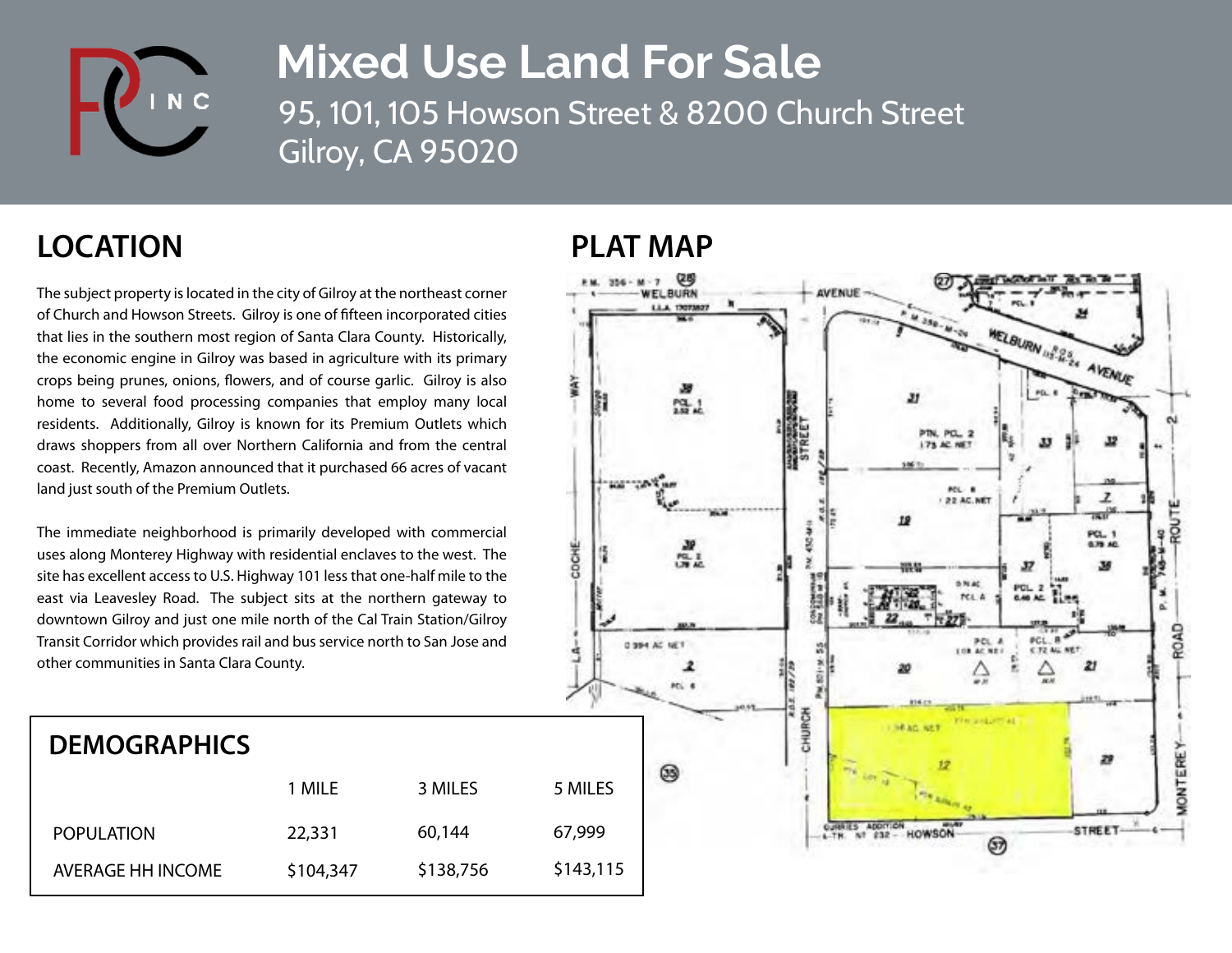# Mixed Use Land For Sale

95, 101, 105 Howson Street & 8200 Church Street
Gilroy, CA 95020

## LOCATION

The subject property is located in the city of Gilroy at the northeast corner of Church and Howson Streets. Gilroy is one of fifteen incorporated cities that lies in the southern most region of Santa Clara County. Historically, the economic engine in Gilroy was based in agriculture with its primary crops being prunes, onions, flowers, and of course garlic. Gilroy is also home to several food processing companies that employ many local residents. Additionally, Gilroy is known for its Premium Outlets which draws shoppers from all over Northern California and from the central coast. Recently, Amazon announced that it purchased 66 acres of vacant land just south of the Premium Outlets.

The immediate neighborhood is primarily developed with commercial uses along Monterey Highway with residential enclaves to the west. The site has excellent access to U.S. Highway 101 less that one-half mile to the east via Leavesley Road. The subject sits at the northern gateway to downtown Gilroy and just one mile north of the Cal Train Station/Gilroy Transit Corridor which provides rail and bus service north to San Jose and other communities in Santa Clara County.

## DEMOGRAPHICS

| | 1 MILE | 3 MILES | 5 MILES |
|---|---|---|---|
| POPULATION | 22,331 | 60,144 | 67,999 |
| AVERAGE HH INCOME | $104,347 | $138,756 | $143,115 |

## PLAT MAP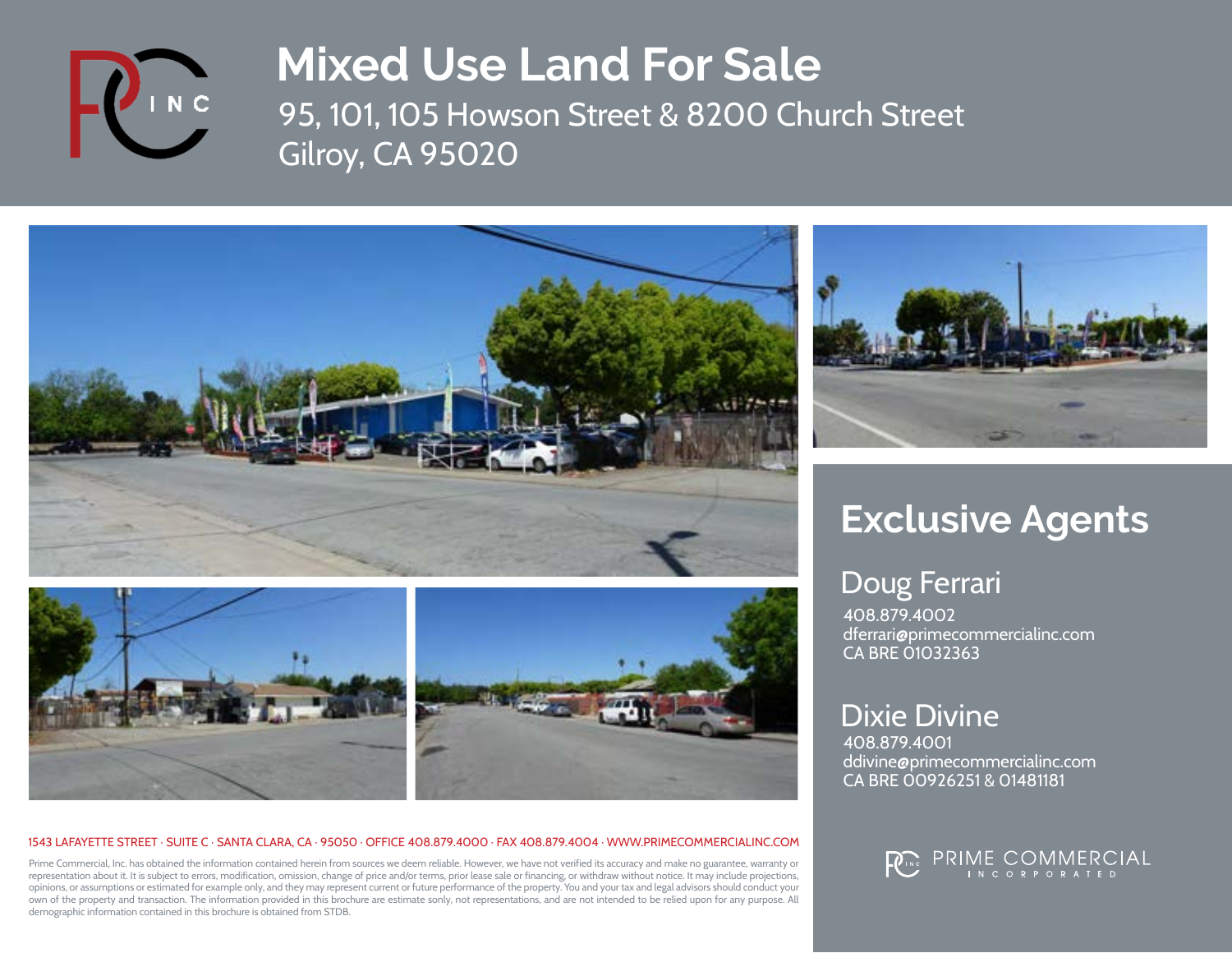# Mixed Use Land For Sale

95, 101, 105 Howson Street & 8200 Church Street
Gilroy, CA 95020

## Exclusive Agents

### Doug Ferrari

408.879.4002
dferrari@primecommercialinc.com
CA BRE 01032363

### Dixie Divine

408.879.4001
ddivine@primecommercialinc.com
CA BRE 00926251 & 01481181

1543 LAFAYETTE STREET · SUITE C · SANTA CLARA, CA · 95050 · OFFICE 408.879.4000 · FAX 408.879.4004 · WWW.PRIMECOMMERCIALINC.COM

Prime Commercial, Inc. has obtained the information contained herein from sources we deem reliable. However, we have not verified its accuracy and make no guarantee, warranty or representation about it. It is subject to errors, modification, omission, change of price and/or terms, prior lease sale or financing, or withdraw without notice. It may include projections, opinions, or assumptions or estimated for example only, and they may represent current or future performance of the property. You and your tax and legal advisors should conduct your own of the property and transaction. The information provided in this brochure are estimate sonly, not representations, and are not intended to be relied upon for any purpose. All demographic information contained in this brochure is obtained from STDB.

PRIME COMMERCIAL
INCORPORATED